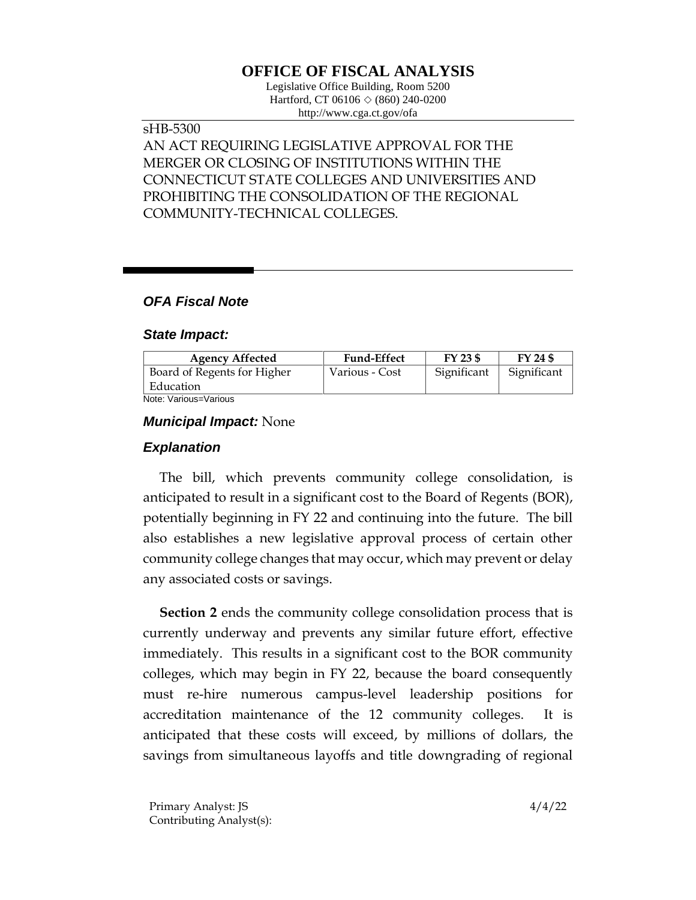# OFFICE OF FISCAL ANALYSIS

Legislative Office Building, Room 5200
Hartford, CT 06106 ◇ (860) 240-0200
http://www.cga.ct.gov/ofa

sHB-5300
AN ACT REQUIRING LEGISLATIVE APPROVAL FOR THE MERGER OR CLOSING OF INSTITUTIONS WITHIN THE CONNECTICUT STATE COLLEGES AND UNIVERSITIES AND PROHIBITING THE CONSOLIDATION OF THE REGIONAL COMMUNITY-TECHNICAL COLLEGES.

## *OFA Fiscal Note*

### *State Impact:*

| Agency Affected | Fund-Effect | FY 23 $ | FY 24 $ |
|---|---|---|---|
| Board of Regents for Higher Education | Various - Cost | Significant | Significant |

Note: Various=Various

### *Municipal Impact:* None

### *Explanation*

The bill, which prevents community college consolidation, is anticipated to result in a significant cost to the Board of Regents (BOR), potentially beginning in FY 22 and continuing into the future. The bill also establishes a new legislative approval process of certain other community college changes that may occur, which may prevent or delay any associated costs or savings.

**Section 2** ends the community college consolidation process that is currently underway and prevents any similar future effort, effective immediately. This results in a significant cost to the BOR community colleges, which may begin in FY 22, because the board consequently must re-hire numerous campus-level leadership positions for accreditation maintenance of the 12 community colleges. It is anticipated that these costs will exceed, by millions of dollars, the savings from simultaneous layoffs and title downgrading of regional

Primary Analyst: JS
Contributing Analyst(s):

4/4/22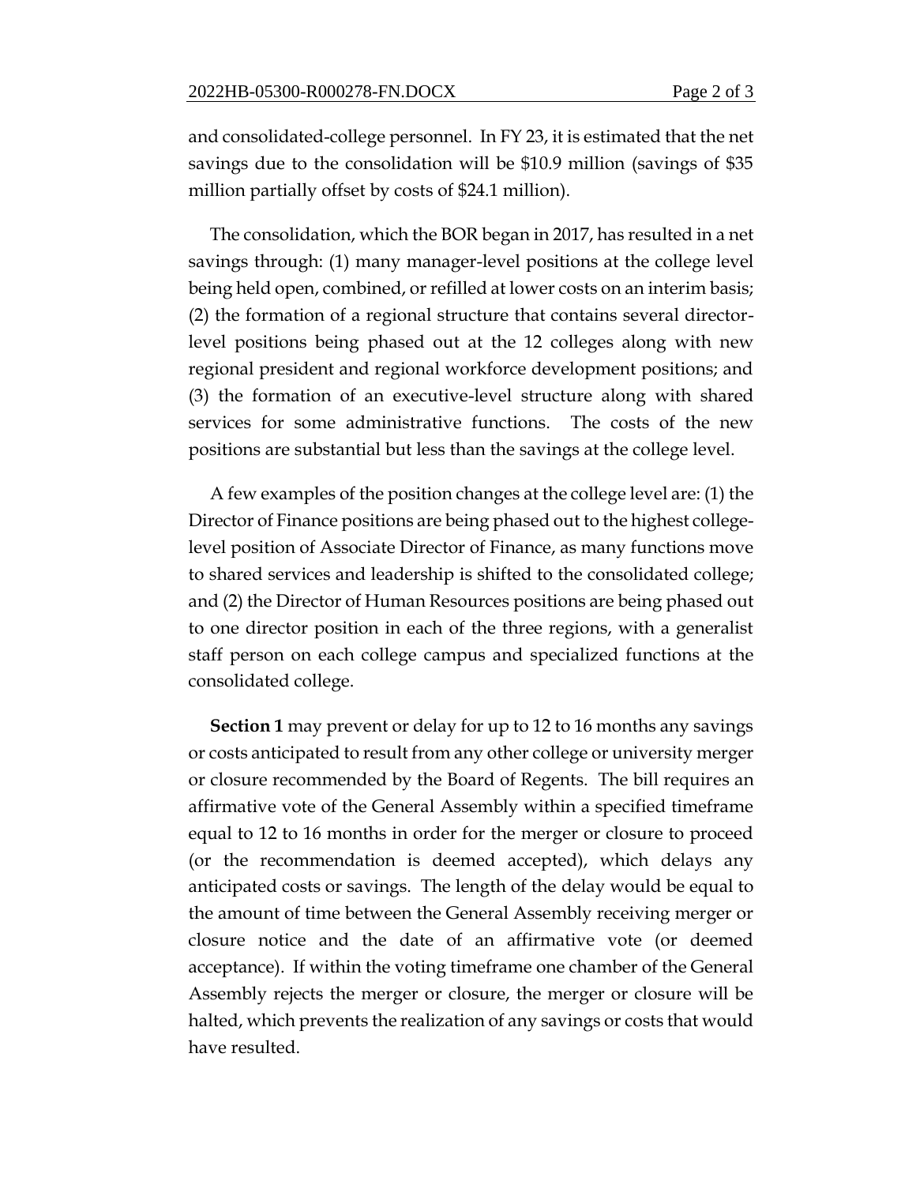and consolidated-college personnel. In FY 23, it is estimated that the net savings due to the consolidation will be $10.9 million (savings of $35 million partially offset by costs of $24.1 million).

The consolidation, which the BOR began in 2017, has resulted in a net savings through: (1) many manager-level positions at the college level being held open, combined, or refilled at lower costs on an interim basis; (2) the formation of a regional structure that contains several director-level positions being phased out at the 12 colleges along with new regional president and regional workforce development positions; and (3) the formation of an executive-level structure along with shared services for some administrative functions. The costs of the new positions are substantial but less than the savings at the college level.

A few examples of the position changes at the college level are: (1) the Director of Finance positions are being phased out to the highest college-level position of Associate Director of Finance, as many functions move to shared services and leadership is shifted to the consolidated college; and (2) the Director of Human Resources positions are being phased out to one director position in each of the three regions, with a generalist staff person on each college campus and specialized functions at the consolidated college.

**Section 1** may prevent or delay for up to 12 to 16 months any savings or costs anticipated to result from any other college or university merger or closure recommended by the Board of Regents. The bill requires an affirmative vote of the General Assembly within a specified timeframe equal to 12 to 16 months in order for the merger or closure to proceed (or the recommendation is deemed accepted), which delays any anticipated costs or savings. The length of the delay would be equal to the amount of time between the General Assembly receiving merger or closure notice and the date of an affirmative vote (or deemed acceptance). If within the voting timeframe one chamber of the General Assembly rejects the merger or closure, the merger or closure will be halted, which prevents the realization of any savings or costs that would have resulted.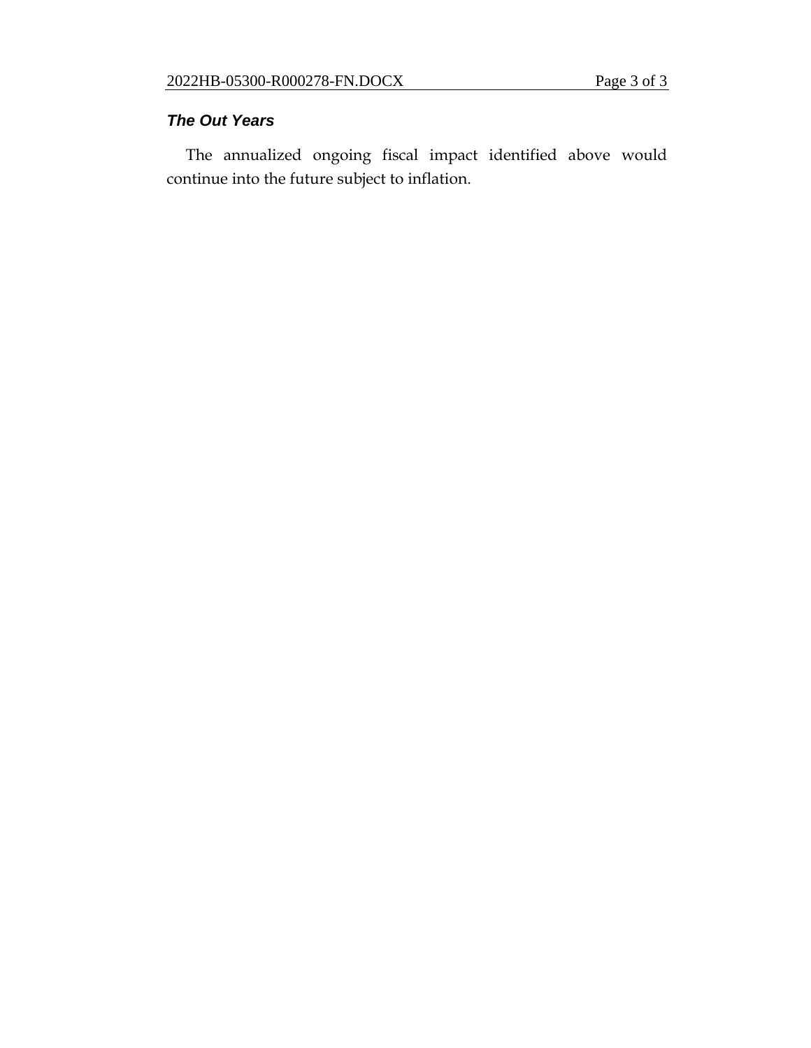***The Out Years***

The annualized ongoing fiscal impact identified above would continue into the future subject to inflation.